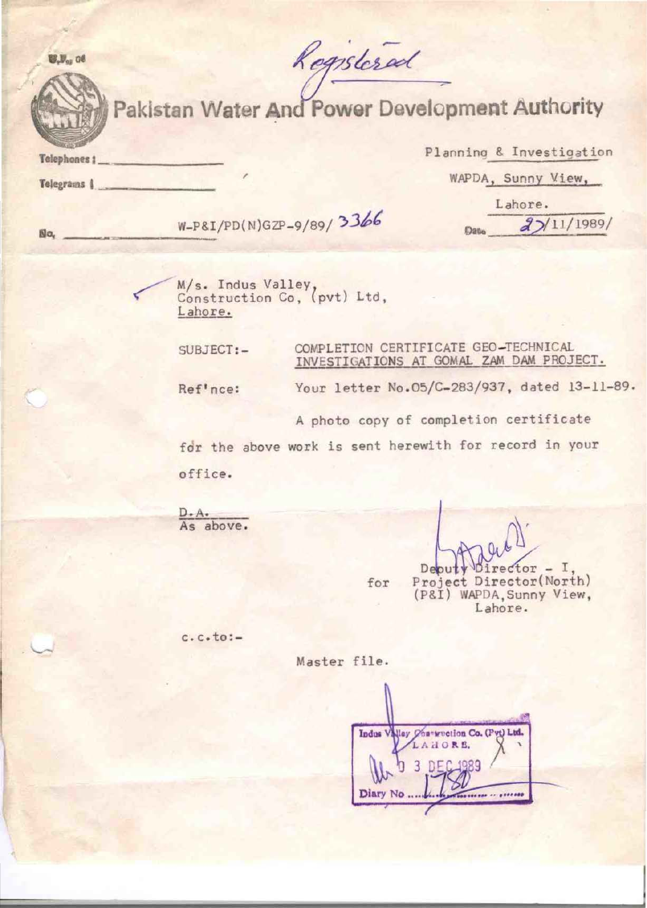*Registered*

# Pakistan Water And Power Development Authority

Telephones : 

Telegrams : 

Planning & Investigation
WAPDA, Sunny View,
Lahore.

No. W-P&I/PD(N)GZP-9/89/ 3366

Date 27/11/1989/

M/s. Indus Valley,
Construction Co, (pvt) Ltd,
Lahore.

SUBJECT:- COMPLETION CERTIFICATE GEO-TECHNICAL INVESTIGATIONS AT GOMAL ZAM DAM PROJECT.

Ref'nce: Your letter No.05/C-283/937, dated 13-11-89.

A photo copy of completion certificate for the above work is sent herewith for record in your office.

D.A.
As above.

for Deputy Director - I,
Project Director(North)
(P&I) WAPDA, Sunny View,
Lahore.

c.c.to:-

Master file.

Indus Valley Construction Co. (Pvt) Ltd.
LAHORE.
03 DEC 1989
Diary No 1780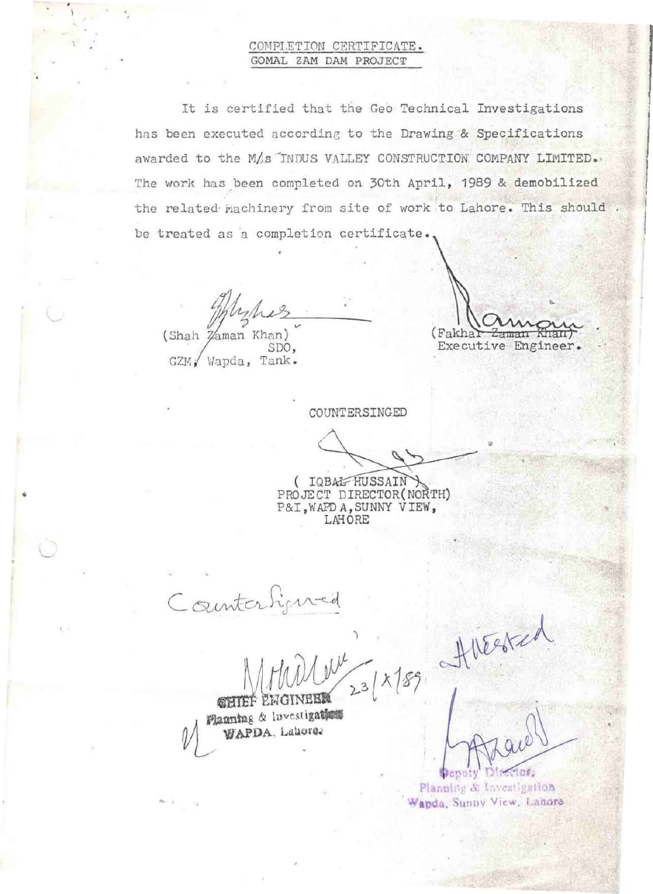COMPLETION CERTIFICATE.

GOMAL ZAM DAM PROJECT

It is certified that the Geo Technical Investigations has been executed according to the Drawing & Specifications awarded to the M/s INDUS VALLEY CONSTRUCTION COMPANY LIMITED. The work has been completed on 30th April, 1989 & demobilized the related machinery from site of work to Lahore. This should be treated as a completion certificate.

(Shah Zaman Khan)
SDO,
GZM, Wapda, Tank.

(Fakhar Zaman Khan)
Executive Engineer.

COUNTERSINGED

( IQBAL HUSSAIN )
PROJECT DIRECTOR(NORTH)
P&I,WAPDA,SUNNY VIEW,
LAHORE

Countersigned

23/X/89

CHIEF ENGINEER
Planning & Investigations
WAPDA. Lahore.

Attested

Deputy Director,
Planning & Investigation
Wapda, Sunny View, Lahore